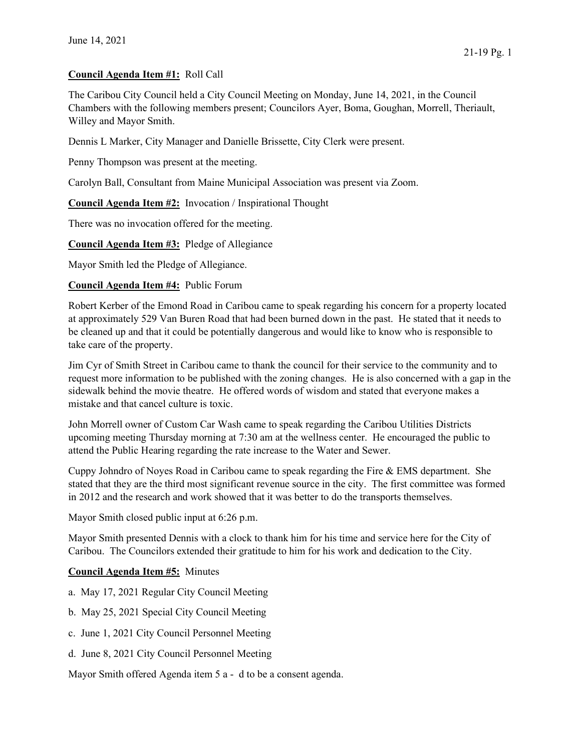June 14, 2021

**Council Agenda Item #1:** Roll Call

The Caribou City Council held a City Council Meeting on Monday, June 14, 2021, in the Council Chambers with the following members present; Councilors Ayer, Boma, Goughan, Morrell, Theriault, Willey and Mayor Smith.

Dennis L Marker, City Manager and Danielle Brissette, City Clerk were present.

Penny Thompson was present at the meeting.

Carolyn Ball, Consultant from Maine Municipal Association was present via Zoom.

**Council Agenda Item #2:** Invocation / Inspirational Thought

There was no invocation offered for the meeting.

**Council Agenda Item #3:** Pledge of Allegiance

Mayor Smith led the Pledge of Allegiance.

**Council Agenda Item #4:** Public Forum

Robert Kerber of the Emond Road in Caribou came to speak regarding his concern for a property located at approximately 529 Van Buren Road that had been burned down in the past. He stated that it needs to be cleaned up and that it could be potentially dangerous and would like to know who is responsible to take care of the property.

Jim Cyr of Smith Street in Caribou came to thank the council for their service to the community and to request more information to be published with the zoning changes. He is also concerned with a gap in the sidewalk behind the movie theatre. He offered words of wisdom and stated that everyone makes a mistake and that cancel culture is toxic.

John Morrell owner of Custom Car Wash came to speak regarding the Caribou Utilities Districts upcoming meeting Thursday morning at 7:30 am at the wellness center. He encouraged the public to attend the Public Hearing regarding the rate increase to the Water and Sewer.

Cuppy Johndro of Noyes Road in Caribou came to speak regarding the Fire & EMS department. She stated that they are the third most significant revenue source in the city. The first committee was formed in 2012 and the research and work showed that it was better to do the transports themselves.

Mayor Smith closed public input at 6:26 p.m.

Mayor Smith presented Dennis with a clock to thank him for his time and service here for the City of Caribou. The Councilors extended their gratitude to him for his work and dedication to the City.

**Council Agenda Item #5:** Minutes

a. May 17, 2021 Regular City Council Meeting

b. May 25, 2021 Special City Council Meeting

c. June 1, 2021 City Council Personnel Meeting

d. June 8, 2021 City Council Personnel Meeting

Mayor Smith offered Agenda item 5 a - d to be a consent agenda.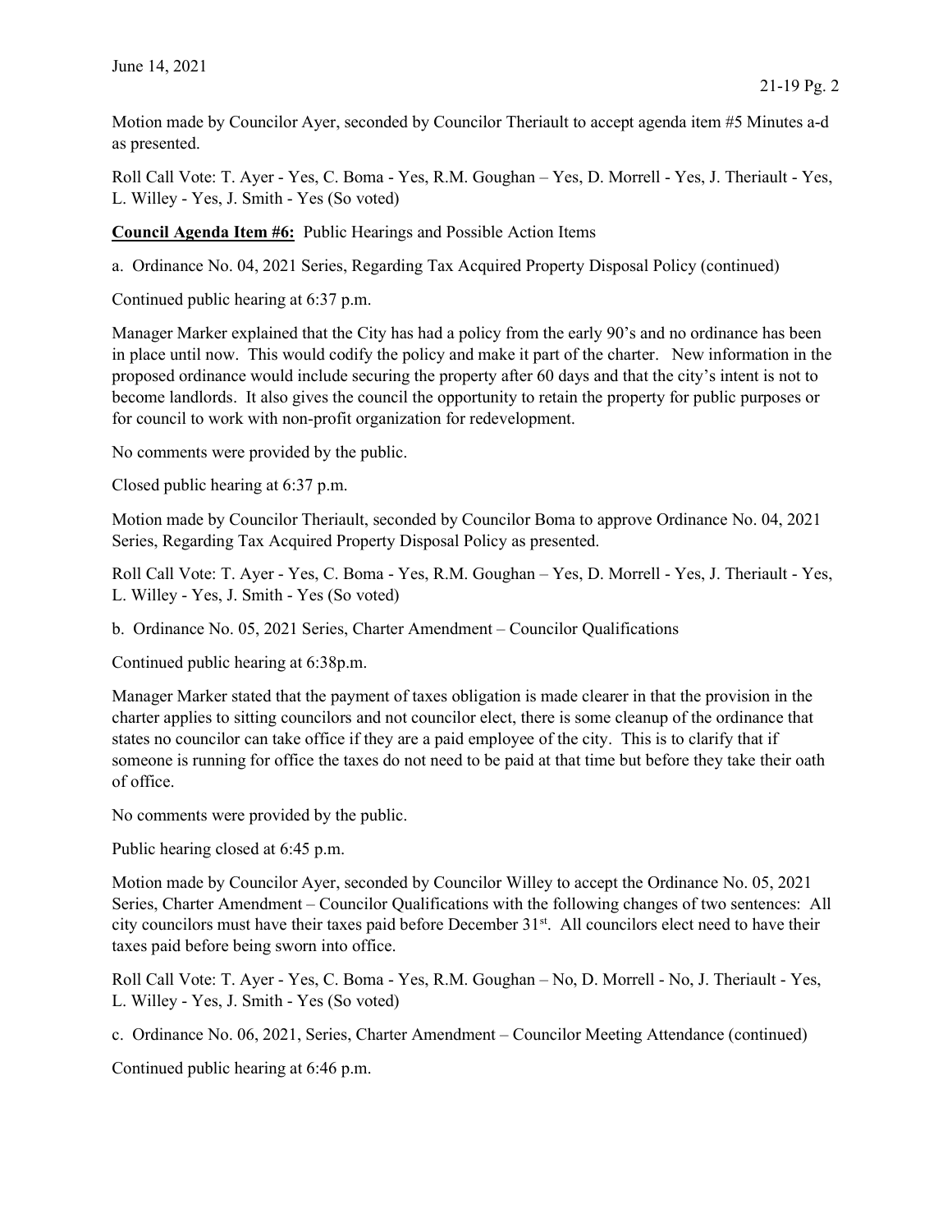Motion made by Councilor Ayer, seconded by Councilor Theriault to accept agenda item #5 Minutes a-d as presented.

Roll Call Vote: T. Ayer - Yes, C. Boma - Yes, R.M. Goughan – Yes, D. Morrell - Yes, J. Theriault - Yes, L. Willey - Yes, J. Smith - Yes (So voted)

**Council Agenda Item #6:** Public Hearings and Possible Action Items

a. Ordinance No. 04, 2021 Series, Regarding Tax Acquired Property Disposal Policy (continued)

Continued public hearing at 6:37 p.m.

Manager Marker explained that the City has had a policy from the early 90's and no ordinance has been in place until now. This would codify the policy and make it part of the charter. New information in the proposed ordinance would include securing the property after 60 days and that the city's intent is not to become landlords. It also gives the council the opportunity to retain the property for public purposes or for council to work with non-profit organization for redevelopment.

No comments were provided by the public.

Closed public hearing at 6:37 p.m.

Motion made by Councilor Theriault, seconded by Councilor Boma to approve Ordinance No. 04, 2021 Series, Regarding Tax Acquired Property Disposal Policy as presented.

Roll Call Vote: T. Ayer - Yes, C. Boma - Yes, R.M. Goughan – Yes, D. Morrell - Yes, J. Theriault - Yes, L. Willey - Yes, J. Smith - Yes (So voted)

b. Ordinance No. 05, 2021 Series, Charter Amendment – Councilor Qualifications

Continued public hearing at 6:38p.m.

Manager Marker stated that the payment of taxes obligation is made clearer in that the provision in the charter applies to sitting councilors and not councilor elect, there is some cleanup of the ordinance that states no councilor can take office if they are a paid employee of the city. This is to clarify that if someone is running for office the taxes do not need to be paid at that time but before they take their oath of office.

No comments were provided by the public.

Public hearing closed at 6:45 p.m.

Motion made by Councilor Ayer, seconded by Councilor Willey to accept the Ordinance No. 05, 2021 Series, Charter Amendment – Councilor Qualifications with the following changes of two sentences: All city councilors must have their taxes paid before December 31st. All councilors elect need to have their taxes paid before being sworn into office.

Roll Call Vote: T. Ayer - Yes, C. Boma - Yes, R.M. Goughan – No, D. Morrell - No, J. Theriault - Yes, L. Willey - Yes, J. Smith - Yes (So voted)

c. Ordinance No. 06, 2021, Series, Charter Amendment – Councilor Meeting Attendance (continued)

Continued public hearing at 6:46 p.m.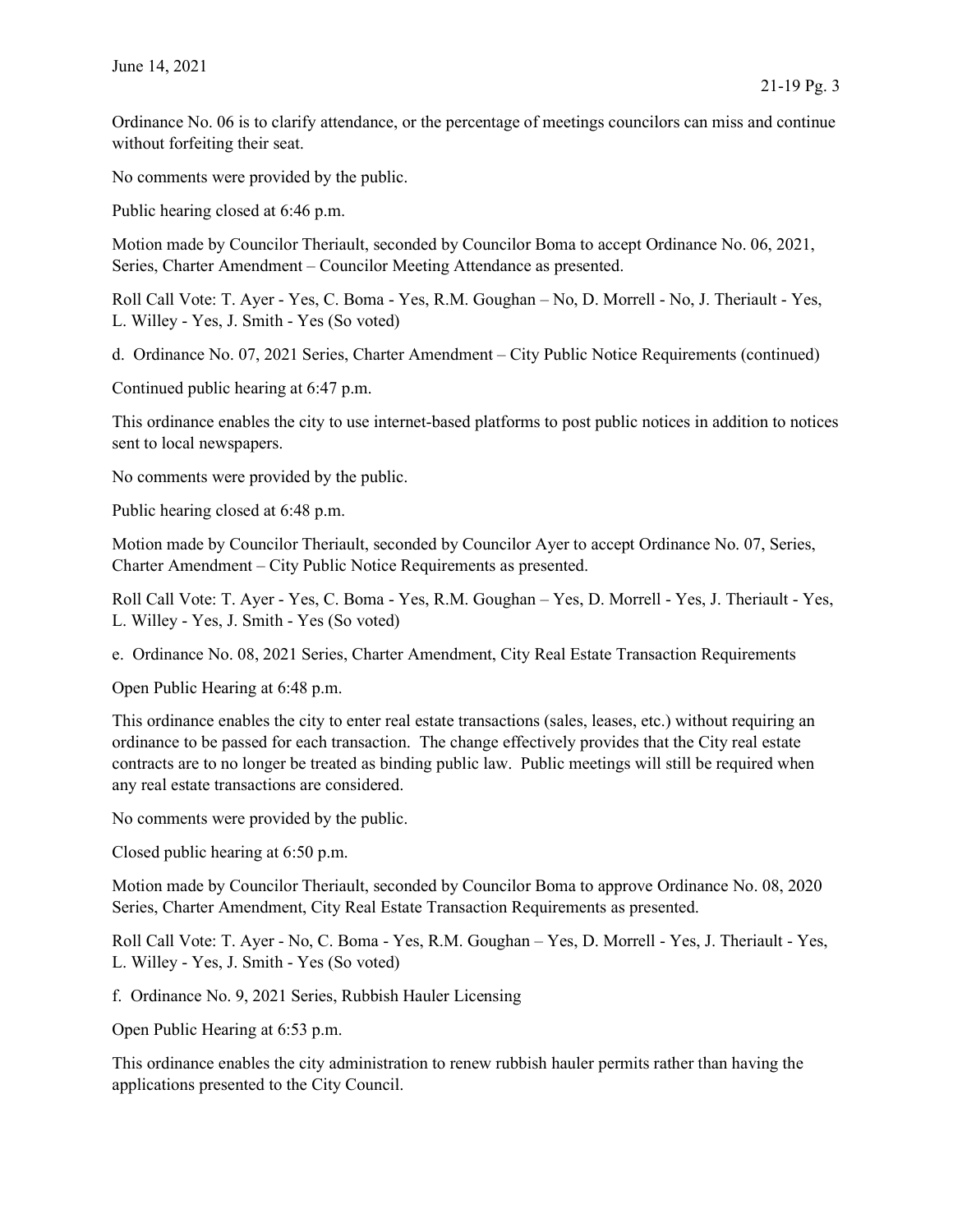Ordinance No. 06 is to clarify attendance, or the percentage of meetings councilors can miss and continue without forfeiting their seat.

No comments were provided by the public.

Public hearing closed at 6:46 p.m.

Motion made by Councilor Theriault, seconded by Councilor Boma to accept Ordinance No. 06, 2021, Series, Charter Amendment – Councilor Meeting Attendance as presented.

Roll Call Vote: T. Ayer - Yes, C. Boma - Yes, R.M. Goughan – No, D. Morrell - No, J. Theriault - Yes, L. Willey - Yes, J. Smith - Yes (So voted)

d. Ordinance No. 07, 2021 Series, Charter Amendment – City Public Notice Requirements (continued)

Continued public hearing at 6:47 p.m.

This ordinance enables the city to use internet-based platforms to post public notices in addition to notices sent to local newspapers.

No comments were provided by the public.

Public hearing closed at 6:48 p.m.

Motion made by Councilor Theriault, seconded by Councilor Ayer to accept Ordinance No. 07, Series, Charter Amendment – City Public Notice Requirements as presented.

Roll Call Vote: T. Ayer - Yes, C. Boma - Yes, R.M. Goughan – Yes, D. Morrell - Yes, J. Theriault - Yes, L. Willey - Yes, J. Smith - Yes (So voted)

e. Ordinance No. 08, 2021 Series, Charter Amendment, City Real Estate Transaction Requirements

Open Public Hearing at 6:48 p.m.

This ordinance enables the city to enter real estate transactions (sales, leases, etc.) without requiring an ordinance to be passed for each transaction. The change effectively provides that the City real estate contracts are to no longer be treated as binding public law. Public meetings will still be required when any real estate transactions are considered.

No comments were provided by the public.

Closed public hearing at 6:50 p.m.

Motion made by Councilor Theriault, seconded by Councilor Boma to approve Ordinance No. 08, 2020 Series, Charter Amendment, City Real Estate Transaction Requirements as presented.

Roll Call Vote: T. Ayer - No, C. Boma - Yes, R.M. Goughan – Yes, D. Morrell - Yes, J. Theriault - Yes, L. Willey - Yes, J. Smith - Yes (So voted)

f. Ordinance No. 9, 2021 Series, Rubbish Hauler Licensing

Open Public Hearing at 6:53 p.m.

This ordinance enables the city administration to renew rubbish hauler permits rather than having the applications presented to the City Council.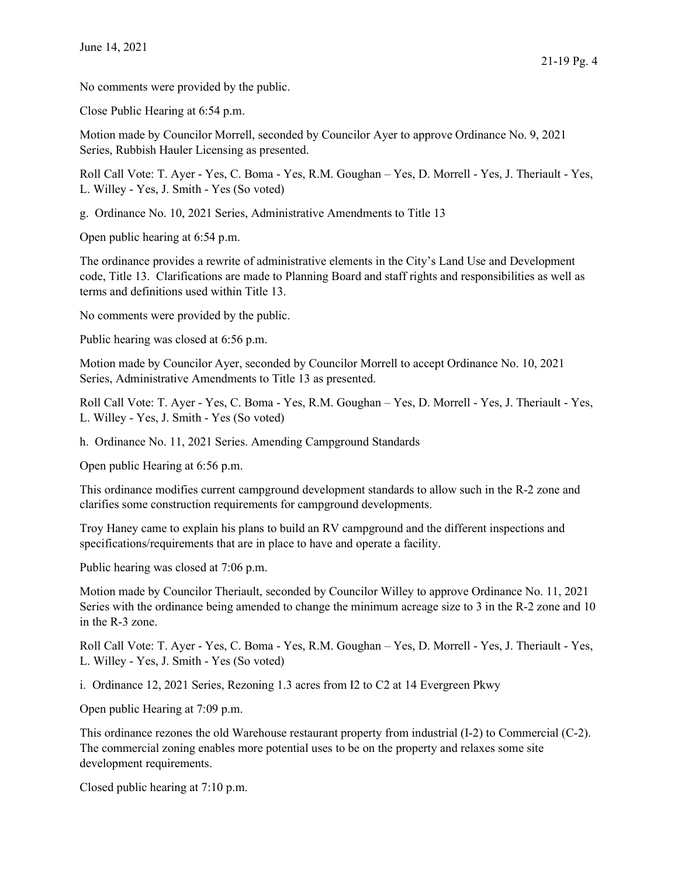No comments were provided by the public.

Close Public Hearing at 6:54 p.m.

Motion made by Councilor Morrell, seconded by Councilor Ayer to approve Ordinance No. 9, 2021 Series, Rubbish Hauler Licensing as presented.

Roll Call Vote: T. Ayer - Yes, C. Boma - Yes, R.M. Goughan – Yes, D. Morrell - Yes, J. Theriault - Yes, L. Willey - Yes, J. Smith - Yes (So voted)

g. Ordinance No. 10, 2021 Series, Administrative Amendments to Title 13

Open public hearing at 6:54 p.m.

The ordinance provides a rewrite of administrative elements in the City's Land Use and Development code, Title 13. Clarifications are made to Planning Board and staff rights and responsibilities as well as terms and definitions used within Title 13.

No comments were provided by the public.

Public hearing was closed at 6:56 p.m.

Motion made by Councilor Ayer, seconded by Councilor Morrell to accept Ordinance No. 10, 2021 Series, Administrative Amendments to Title 13 as presented.

Roll Call Vote: T. Ayer - Yes, C. Boma - Yes, R.M. Goughan – Yes, D. Morrell - Yes, J. Theriault - Yes, L. Willey - Yes, J. Smith - Yes (So voted)

h. Ordinance No. 11, 2021 Series. Amending Campground Standards

Open public Hearing at 6:56 p.m.

This ordinance modifies current campground development standards to allow such in the R-2 zone and clarifies some construction requirements for campground developments.

Troy Haney came to explain his plans to build an RV campground and the different inspections and specifications/requirements that are in place to have and operate a facility.

Public hearing was closed at 7:06 p.m.

Motion made by Councilor Theriault, seconded by Councilor Willey to approve Ordinance No. 11, 2021 Series with the ordinance being amended to change the minimum acreage size to 3 in the R-2 zone and 10 in the R-3 zone.

Roll Call Vote: T. Ayer - Yes, C. Boma - Yes, R.M. Goughan – Yes, D. Morrell - Yes, J. Theriault - Yes, L. Willey - Yes, J. Smith - Yes (So voted)

i. Ordinance 12, 2021 Series, Rezoning 1.3 acres from I2 to C2 at 14 Evergreen Pkwy

Open public Hearing at 7:09 p.m.

This ordinance rezones the old Warehouse restaurant property from industrial (I-2) to Commercial (C-2). The commercial zoning enables more potential uses to be on the property and relaxes some site development requirements.

Closed public hearing at 7:10 p.m.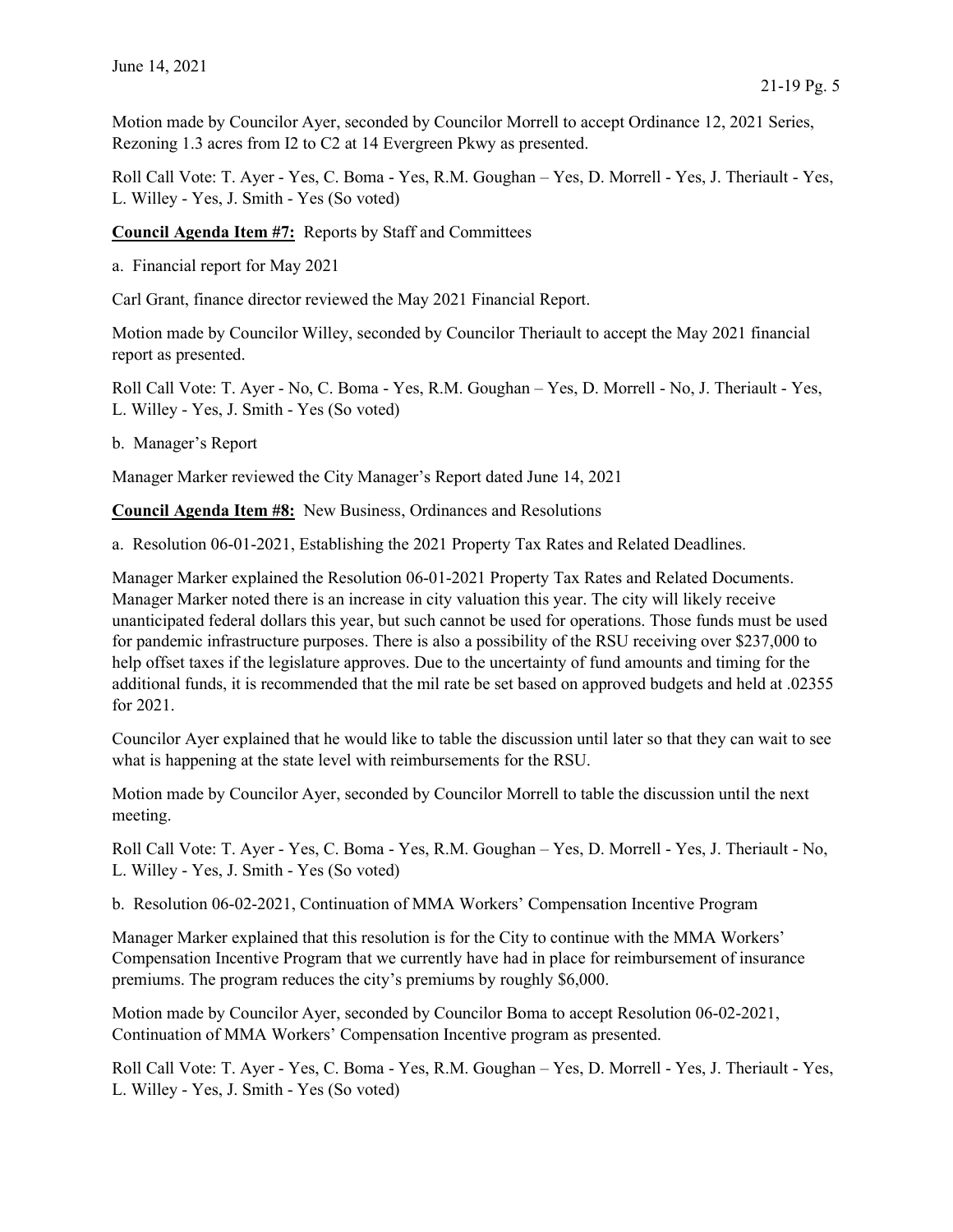Motion made by Councilor Ayer, seconded by Councilor Morrell to accept Ordinance 12, 2021 Series, Rezoning 1.3 acres from I2 to C2 at 14 Evergreen Pkwy as presented.

Roll Call Vote: T. Ayer - Yes, C. Boma - Yes, R.M. Goughan – Yes, D. Morrell - Yes, J. Theriault - Yes, L. Willey - Yes, J. Smith - Yes (So voted)

**Council Agenda Item #7:** Reports by Staff and Committees

a. Financial report for May 2021

Carl Grant, finance director reviewed the May 2021 Financial Report.

Motion made by Councilor Willey, seconded by Councilor Theriault to accept the May 2021 financial report as presented.

Roll Call Vote: T. Ayer - No, C. Boma - Yes, R.M. Goughan – Yes, D. Morrell - No, J. Theriault - Yes, L. Willey - Yes, J. Smith - Yes (So voted)

b. Manager's Report

Manager Marker reviewed the City Manager's Report dated June 14, 2021

**Council Agenda Item #8:** New Business, Ordinances and Resolutions

a. Resolution 06-01-2021, Establishing the 2021 Property Tax Rates and Related Deadlines.

Manager Marker explained the Resolution 06-01-2021 Property Tax Rates and Related Documents. Manager Marker noted there is an increase in city valuation this year. The city will likely receive unanticipated federal dollars this year, but such cannot be used for operations. Those funds must be used for pandemic infrastructure purposes. There is also a possibility of the RSU receiving over $237,000 to help offset taxes if the legislature approves. Due to the uncertainty of fund amounts and timing for the additional funds, it is recommended that the mil rate be set based on approved budgets and held at .02355 for 2021.

Councilor Ayer explained that he would like to table the discussion until later so that they can wait to see what is happening at the state level with reimbursements for the RSU.

Motion made by Councilor Ayer, seconded by Councilor Morrell to table the discussion until the next meeting.

Roll Call Vote: T. Ayer - Yes, C. Boma - Yes, R.M. Goughan – Yes, D. Morrell - Yes, J. Theriault - No, L. Willey - Yes, J. Smith - Yes (So voted)

b. Resolution 06-02-2021, Continuation of MMA Workers' Compensation Incentive Program

Manager Marker explained that this resolution is for the City to continue with the MMA Workers' Compensation Incentive Program that we currently have had in place for reimbursement of insurance premiums. The program reduces the city's premiums by roughly $6,000.

Motion made by Councilor Ayer, seconded by Councilor Boma to accept Resolution 06-02-2021, Continuation of MMA Workers' Compensation Incentive program as presented.

Roll Call Vote: T. Ayer - Yes, C. Boma - Yes, R.M. Goughan – Yes, D. Morrell - Yes, J. Theriault - Yes, L. Willey - Yes, J. Smith - Yes (So voted)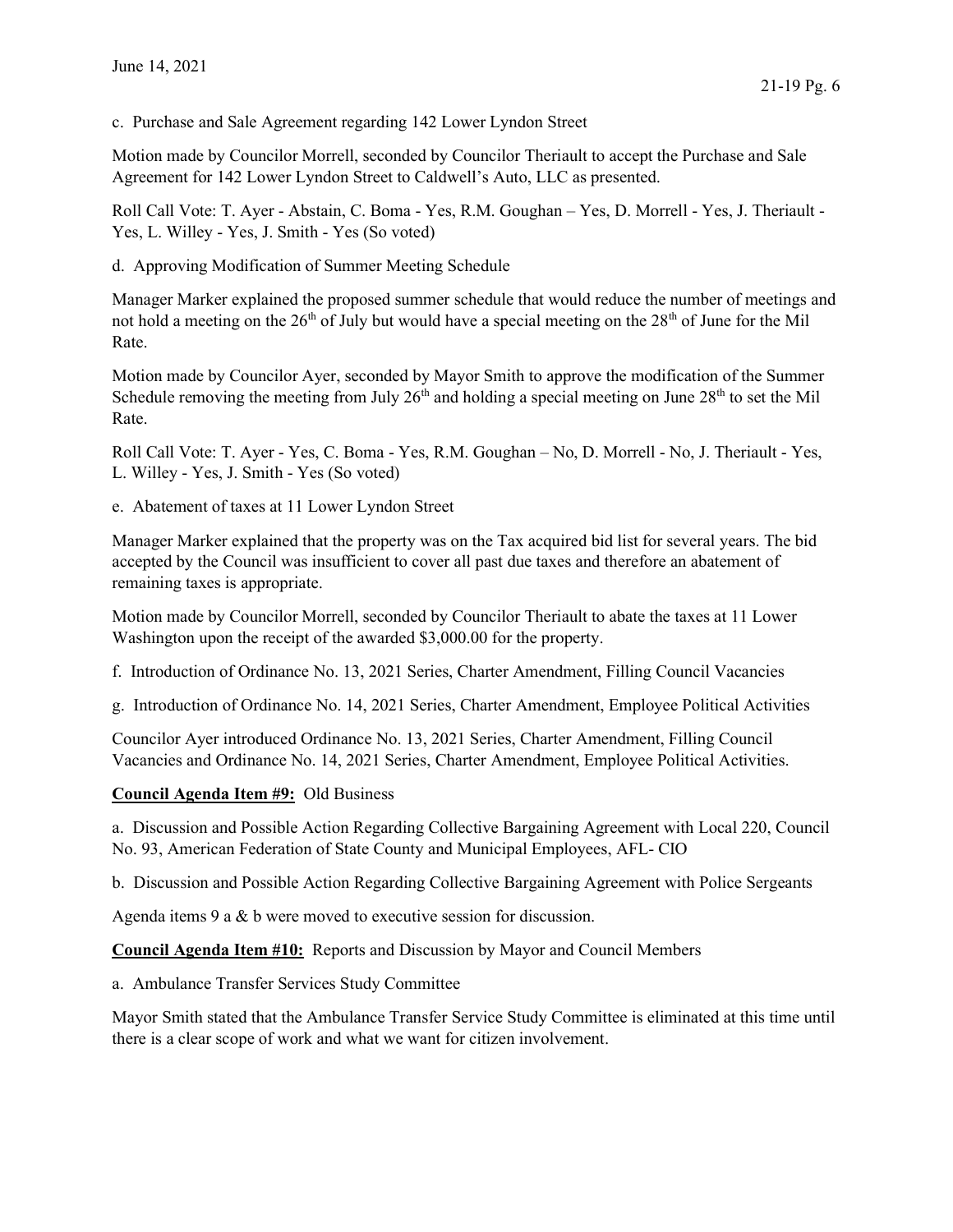c. Purchase and Sale Agreement regarding 142 Lower Lyndon Street

Motion made by Councilor Morrell, seconded by Councilor Theriault to accept the Purchase and Sale Agreement for 142 Lower Lyndon Street to Caldwell's Auto, LLC as presented.

Roll Call Vote: T. Ayer - Abstain, C. Boma - Yes, R.M. Goughan – Yes, D. Morrell - Yes, J. Theriault - Yes, L. Willey - Yes, J. Smith - Yes (So voted)

d. Approving Modification of Summer Meeting Schedule

Manager Marker explained the proposed summer schedule that would reduce the number of meetings and not hold a meeting on the 26th of July but would have a special meeting on the 28th of June for the Mil Rate.

Motion made by Councilor Ayer, seconded by Mayor Smith to approve the modification of the Summer Schedule removing the meeting from July 26th and holding a special meeting on June 28th to set the Mil Rate.

Roll Call Vote: T. Ayer - Yes, C. Boma - Yes, R.M. Goughan – No, D. Morrell - No, J. Theriault - Yes, L. Willey - Yes, J. Smith - Yes (So voted)

e. Abatement of taxes at 11 Lower Lyndon Street

Manager Marker explained that the property was on the Tax acquired bid list for several years. The bid accepted by the Council was insufficient to cover all past due taxes and therefore an abatement of remaining taxes is appropriate.

Motion made by Councilor Morrell, seconded by Councilor Theriault to abate the taxes at 11 Lower Washington upon the receipt of the awarded $3,000.00 for the property.

f. Introduction of Ordinance No. 13, 2021 Series, Charter Amendment, Filling Council Vacancies

g. Introduction of Ordinance No. 14, 2021 Series, Charter Amendment, Employee Political Activities

Councilor Ayer introduced Ordinance No. 13, 2021 Series, Charter Amendment, Filling Council Vacancies and Ordinance No. 14, 2021 Series, Charter Amendment, Employee Political Activities.

**Council Agenda Item #9:** Old Business

a. Discussion and Possible Action Regarding Collective Bargaining Agreement with Local 220, Council No. 93, American Federation of State County and Municipal Employees, AFL- CIO

b. Discussion and Possible Action Regarding Collective Bargaining Agreement with Police Sergeants

Agenda items 9 a & b were moved to executive session for discussion.

**Council Agenda Item #10:** Reports and Discussion by Mayor and Council Members

a. Ambulance Transfer Services Study Committee

Mayor Smith stated that the Ambulance Transfer Service Study Committee is eliminated at this time until there is a clear scope of work and what we want for citizen involvement.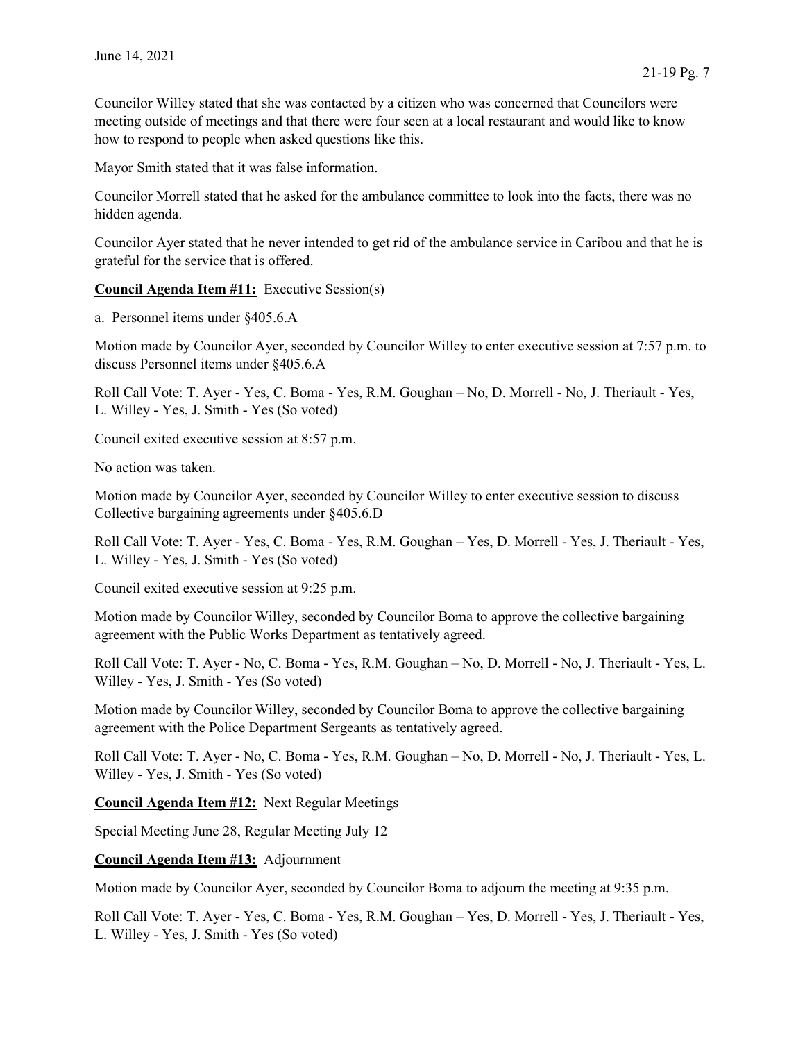Councilor Willey stated that she was contacted by a citizen who was concerned that Councilors were meeting outside of meetings and that there were four seen at a local restaurant and would like to know how to respond to people when asked questions like this.

Mayor Smith stated that it was false information.

Councilor Morrell stated that he asked for the ambulance committee to look into the facts, there was no hidden agenda.

Councilor Ayer stated that he never intended to get rid of the ambulance service in Caribou and that he is grateful for the service that is offered.

**Council Agenda Item #11:** Executive Session(s)

a. Personnel items under §405.6.A

Motion made by Councilor Ayer, seconded by Councilor Willey to enter executive session at 7:57 p.m. to discuss Personnel items under §405.6.A

Roll Call Vote: T. Ayer - Yes, C. Boma - Yes, R.M. Goughan – No, D. Morrell - No, J. Theriault - Yes, L. Willey - Yes, J. Smith - Yes (So voted)

Council exited executive session at 8:57 p.m.

No action was taken.

Motion made by Councilor Ayer, seconded by Councilor Willey to enter executive session to discuss Collective bargaining agreements under §405.6.D

Roll Call Vote: T. Ayer - Yes, C. Boma - Yes, R.M. Goughan – Yes, D. Morrell - Yes, J. Theriault - Yes, L. Willey - Yes, J. Smith - Yes (So voted)

Council exited executive session at 9:25 p.m.

Motion made by Councilor Willey, seconded by Councilor Boma to approve the collective bargaining agreement with the Public Works Department as tentatively agreed.

Roll Call Vote: T. Ayer - No, C. Boma - Yes, R.M. Goughan – No, D. Morrell - No, J. Theriault - Yes, L. Willey - Yes, J. Smith - Yes (So voted)

Motion made by Councilor Willey, seconded by Councilor Boma to approve the collective bargaining agreement with the Police Department Sergeants as tentatively agreed.

Roll Call Vote: T. Ayer - No, C. Boma - Yes, R.M. Goughan – No, D. Morrell - No, J. Theriault - Yes, L. Willey - Yes, J. Smith - Yes (So voted)

**Council Agenda Item #12:** Next Regular Meetings

Special Meeting June 28, Regular Meeting July 12

**Council Agenda Item #13:** Adjournment

Motion made by Councilor Ayer, seconded by Councilor Boma to adjourn the meeting at 9:35 p.m.

Roll Call Vote: T. Ayer - Yes, C. Boma - Yes, R.M. Goughan – Yes, D. Morrell - Yes, J. Theriault - Yes, L. Willey - Yes, J. Smith - Yes (So voted)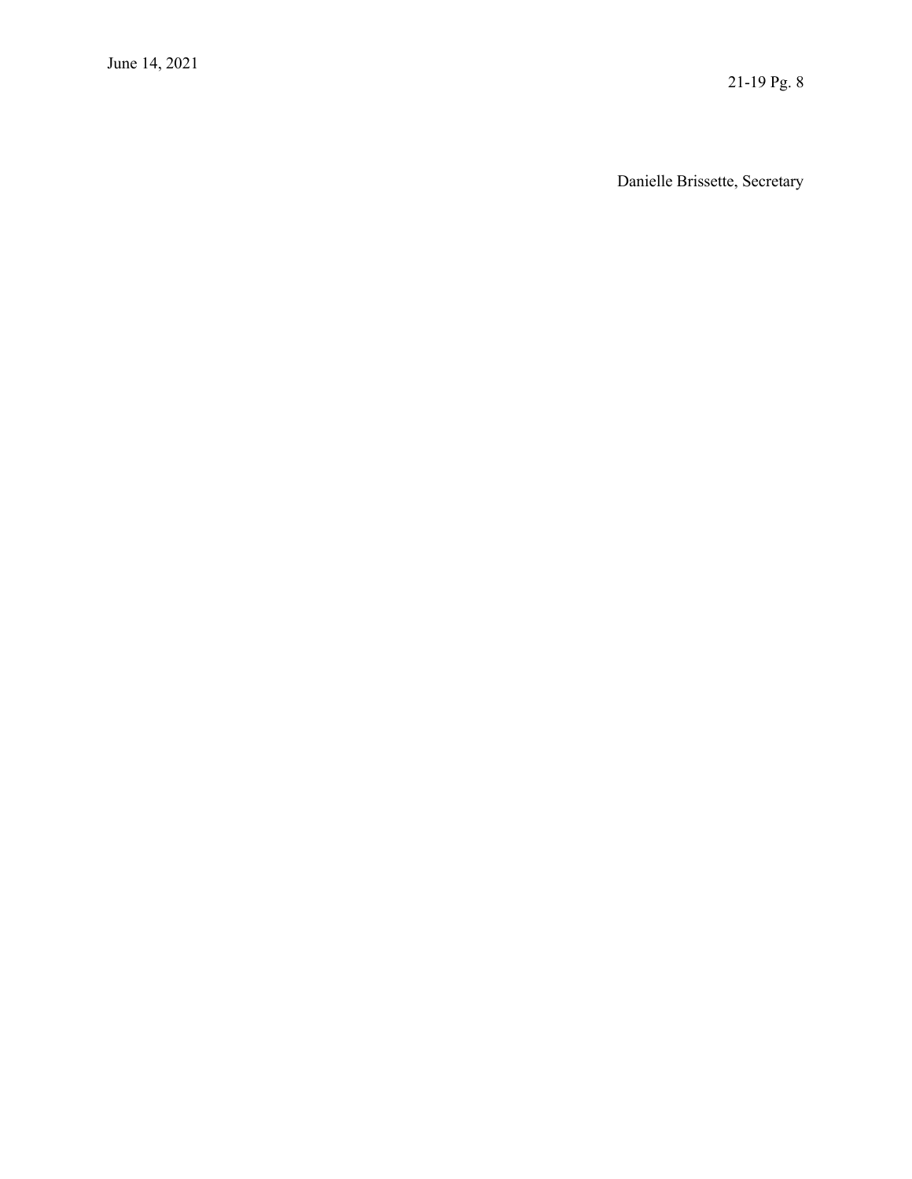Danielle Brissette, Secretary